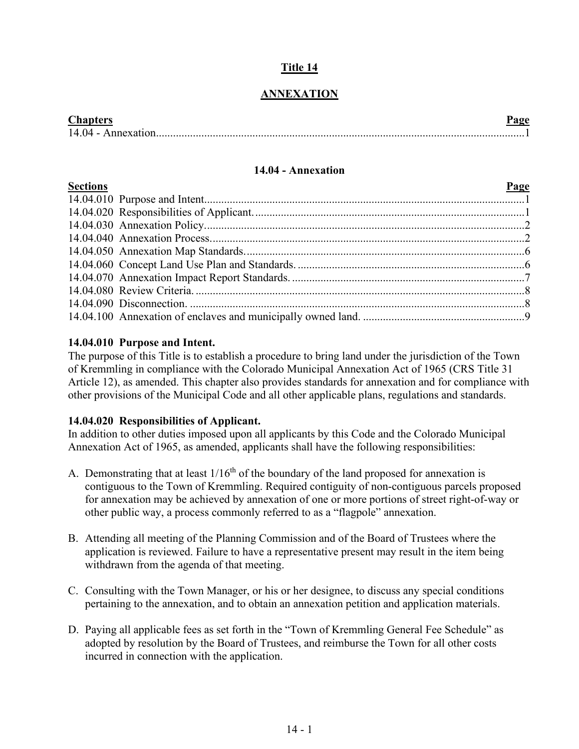# Title 14

## ANNEXATION

| Chapters | Page |
| --- | --- |
| 14.04 - Annexation | 1 |

### 14.04 - Annexation

| Sections | Page |
| --- | --- |
| 14.04.010 Purpose and Intent | 1 |
| 14.04.020 Responsibilities of Applicant. | 1 |
| 14.04.030 Annexation Policy. | 2 |
| 14.04.040 Annexation Process. | 2 |
| 14.04.050 Annexation Map Standards. | 6 |
| 14.04.060 Concept Land Use Plan and Standards. | 6 |
| 14.04.070 Annexation Impact Report Standards. | 7 |
| 14.04.080 Review Criteria. | 8 |
| 14.04.090 Disconnection. | 8 |
| 14.04.100 Annexation of enclaves and municipally owned land. | 9 |

**14.04.010 Purpose and Intent.**
The purpose of this Title is to establish a procedure to bring land under the jurisdiction of the Town of Kremmling in compliance with the Colorado Municipal Annexation Act of 1965 (CRS Title 31 Article 12), as amended. This chapter also provides standards for annexation and for compliance with other provisions of the Municipal Code and all other applicable plans, regulations and standards.

**14.04.020 Responsibilities of Applicant.**
In addition to other duties imposed upon all applicants by this Code and the Colorado Municipal Annexation Act of 1965, as amended, applicants shall have the following responsibilities:

A. Demonstrating that at least 1/16th of the boundary of the land proposed for annexation is contiguous to the Town of Kremmling. Required contiguity of non-contiguous parcels proposed for annexation may be achieved by annexation of one or more portions of street right-of-way or other public way, a process commonly referred to as a "flagpole" annexation.

B. Attending all meeting of the Planning Commission and of the Board of Trustees where the application is reviewed. Failure to have a representative present may result in the item being withdrawn from the agenda of that meeting.

C. Consulting with the Town Manager, or his or her designee, to discuss any special conditions pertaining to the annexation, and to obtain an annexation petition and application materials.

D. Paying all applicable fees as set forth in the "Town of Kremmling General Fee Schedule" as adopted by resolution by the Board of Trustees, and reimburse the Town for all other costs incurred in connection with the application.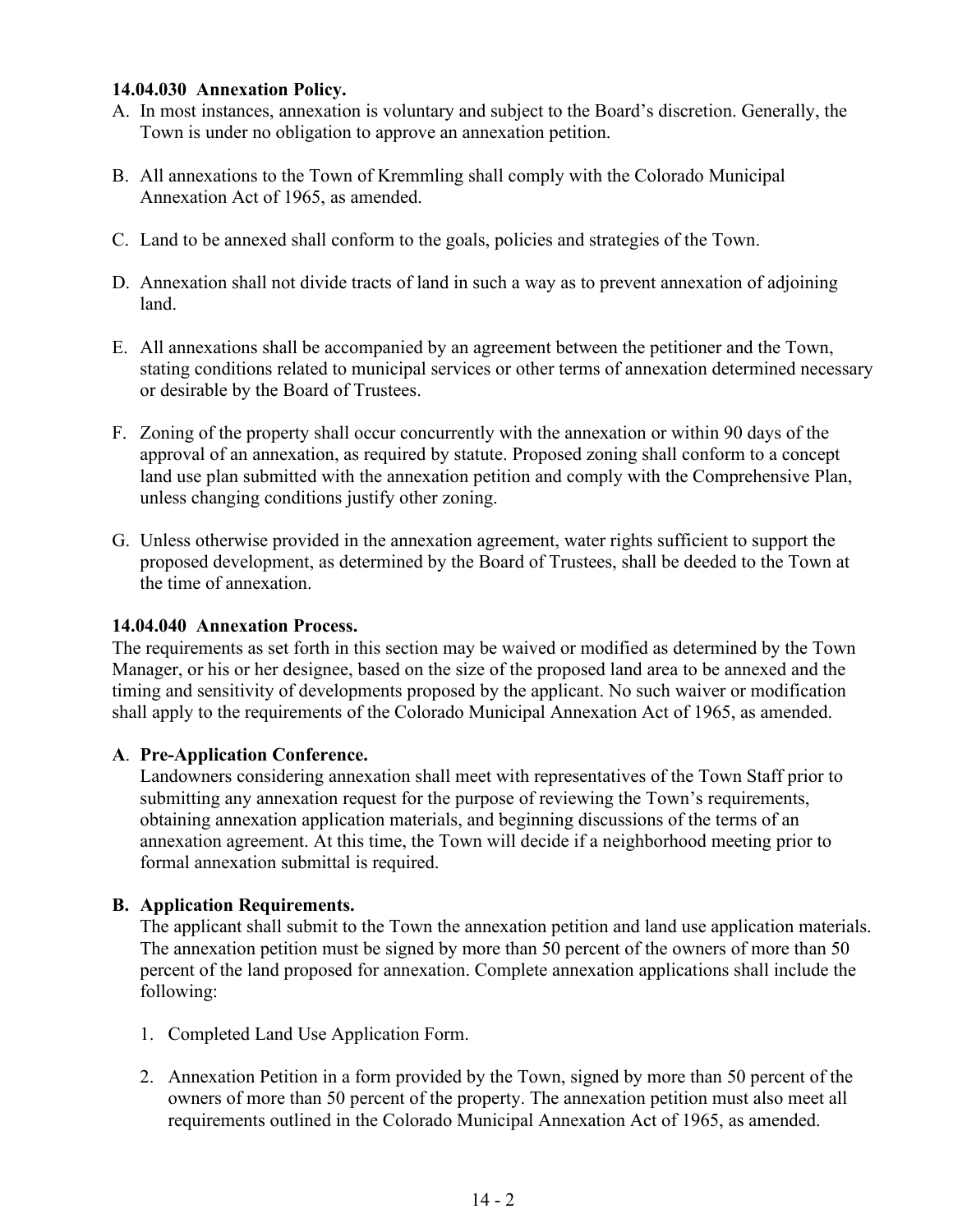**14.04.030 Annexation Policy.**

A. In most instances, annexation is voluntary and subject to the Board's discretion. Generally, the Town is under no obligation to approve an annexation petition.

B. All annexations to the Town of Kremmling shall comply with the Colorado Municipal Annexation Act of 1965, as amended.

C. Land to be annexed shall conform to the goals, policies and strategies of the Town.

D. Annexation shall not divide tracts of land in such a way as to prevent annexation of adjoining land.

E. All annexations shall be accompanied by an agreement between the petitioner and the Town, stating conditions related to municipal services or other terms of annexation determined necessary or desirable by the Board of Trustees.

F. Zoning of the property shall occur concurrently with the annexation or within 90 days of the approval of an annexation, as required by statute. Proposed zoning shall conform to a concept land use plan submitted with the annexation petition and comply with the Comprehensive Plan, unless changing conditions justify other zoning.

G. Unless otherwise provided in the annexation agreement, water rights sufficient to support the proposed development, as determined by the Board of Trustees, shall be deeded to the Town at the time of annexation.

**14.04.040 Annexation Process.**

The requirements as set forth in this section may be waived or modified as determined by the Town Manager, or his or her designee, based on the size of the proposed land area to be annexed and the timing and sensitivity of developments proposed by the applicant. No such waiver or modification shall apply to the requirements of the Colorado Municipal Annexation Act of 1965, as amended.

**A. Pre-Application Conference.**

Landowners considering annexation shall meet with representatives of the Town Staff prior to submitting any annexation request for the purpose of reviewing the Town's requirements, obtaining annexation application materials, and beginning discussions of the terms of an annexation agreement. At this time, the Town will decide if a neighborhood meeting prior to formal annexation submittal is required.

**B. Application Requirements.**

The applicant shall submit to the Town the annexation petition and land use application materials. The annexation petition must be signed by more than 50 percent of the owners of more than 50 percent of the land proposed for annexation. Complete annexation applications shall include the following:

1. Completed Land Use Application Form.

2. Annexation Petition in a form provided by the Town, signed by more than 50 percent of the owners of more than 50 percent of the property. The annexation petition must also meet all requirements outlined in the Colorado Municipal Annexation Act of 1965, as amended.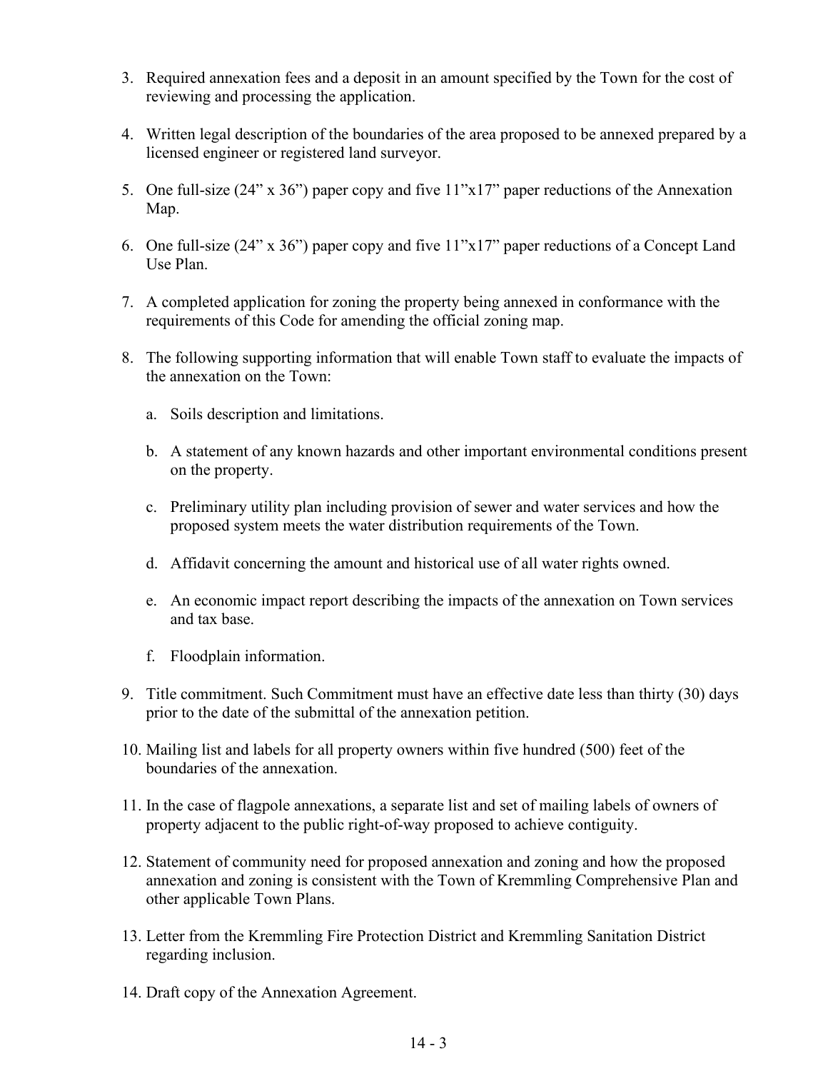3. Required annexation fees and a deposit in an amount specified by the Town for the cost of reviewing and processing the application.

4. Written legal description of the boundaries of the area proposed to be annexed prepared by a licensed engineer or registered land surveyor.

5. One full-size (24" x 36") paper copy and five 11"x17" paper reductions of the Annexation Map.

6. One full-size (24" x 36") paper copy and five 11"x17" paper reductions of a Concept Land Use Plan.

7. A completed application for zoning the property being annexed in conformance with the requirements of this Code for amending the official zoning map.

8. The following supporting information that will enable Town staff to evaluate the impacts of the annexation on the Town:

   a. Soils description and limitations.

   b. A statement of any known hazards and other important environmental conditions present on the property.

   c. Preliminary utility plan including provision of sewer and water services and how the proposed system meets the water distribution requirements of the Town.

   d. Affidavit concerning the amount and historical use of all water rights owned.

   e. An economic impact report describing the impacts of the annexation on Town services and tax base.

   f. Floodplain information.

9. Title commitment. Such Commitment must have an effective date less than thirty (30) days prior to the date of the submittal of the annexation petition.

10. Mailing list and labels for all property owners within five hundred (500) feet of the boundaries of the annexation.

11. In the case of flagpole annexations, a separate list and set of mailing labels of owners of property adjacent to the public right-of-way proposed to achieve contiguity.

12. Statement of community need for proposed annexation and zoning and how the proposed annexation and zoning is consistent with the Town of Kremmling Comprehensive Plan and other applicable Town Plans.

13. Letter from the Kremmling Fire Protection District and Kremmling Sanitation District regarding inclusion.

14. Draft copy of the Annexation Agreement.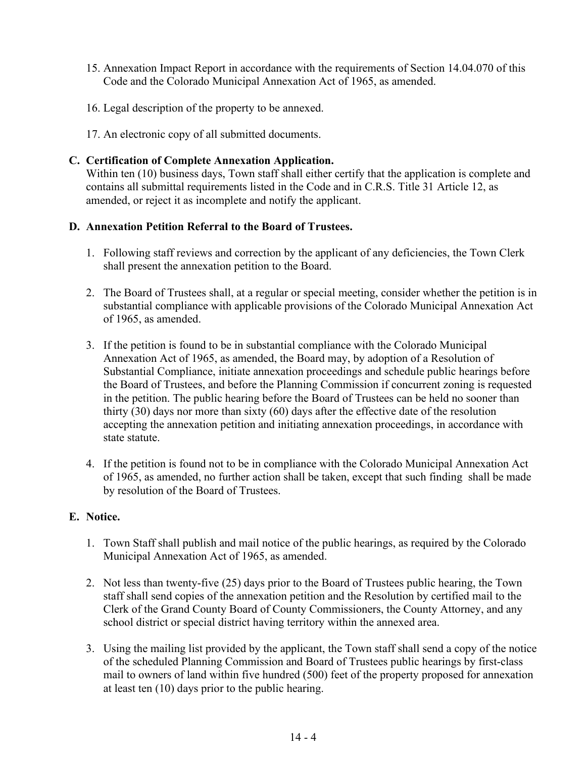15. Annexation Impact Report in accordance with the requirements of Section 14.04.070 of this Code and the Colorado Municipal Annexation Act of 1965, as amended.

16. Legal description of the property to be annexed.

17. An electronic copy of all submitted documents.

**C. Certification of Complete Annexation Application.**

Within ten (10) business days, Town staff shall either certify that the application is complete and contains all submittal requirements listed in the Code and in C.R.S. Title 31 Article 12, as amended, or reject it as incomplete and notify the applicant.

**D. Annexation Petition Referral to the Board of Trustees.**

1. Following staff reviews and correction by the applicant of any deficiencies, the Town Clerk shall present the annexation petition to the Board.

2. The Board of Trustees shall, at a regular or special meeting, consider whether the petition is in substantial compliance with applicable provisions of the Colorado Municipal Annexation Act of 1965, as amended.

3. If the petition is found to be in substantial compliance with the Colorado Municipal Annexation Act of 1965, as amended, the Board may, by adoption of a Resolution of Substantial Compliance, initiate annexation proceedings and schedule public hearings before the Board of Trustees, and before the Planning Commission if concurrent zoning is requested in the petition. The public hearing before the Board of Trustees can be held no sooner than thirty (30) days nor more than sixty (60) days after the effective date of the resolution accepting the annexation petition and initiating annexation proceedings, in accordance with state statute.

4. If the petition is found not to be in compliance with the Colorado Municipal Annexation Act of 1965, as amended, no further action shall be taken, except that such finding shall be made by resolution of the Board of Trustees.

**E. Notice.**

1. Town Staff shall publish and mail notice of the public hearings, as required by the Colorado Municipal Annexation Act of 1965, as amended.

2. Not less than twenty-five (25) days prior to the Board of Trustees public hearing, the Town staff shall send copies of the annexation petition and the Resolution by certified mail to the Clerk of the Grand County Board of County Commissioners, the County Attorney, and any school district or special district having territory within the annexed area.

3. Using the mailing list provided by the applicant, the Town staff shall send a copy of the notice of the scheduled Planning Commission and Board of Trustees public hearings by first-class mail to owners of land within five hundred (500) feet of the property proposed for annexation at least ten (10) days prior to the public hearing.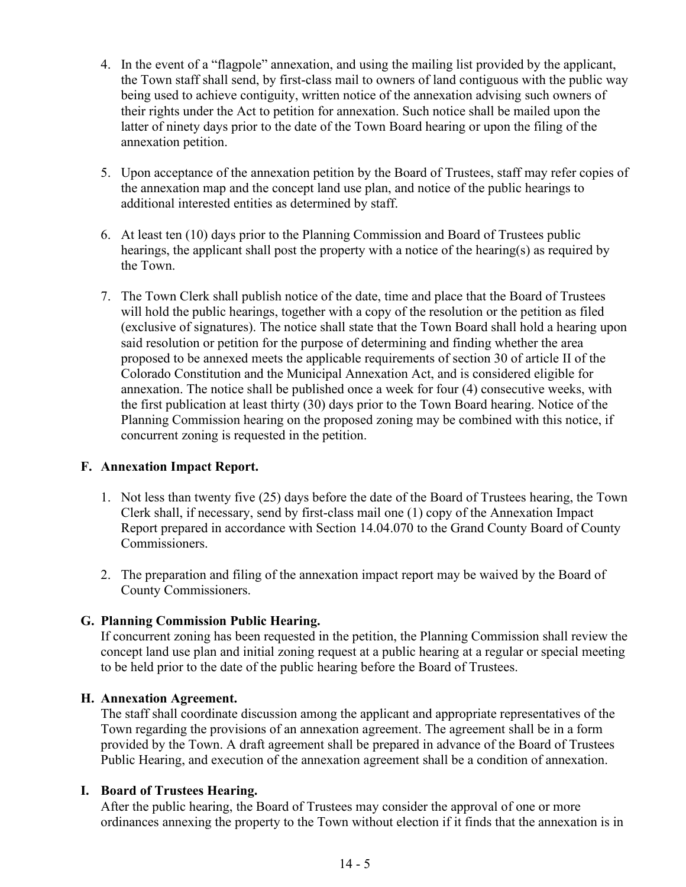4. In the event of a "flagpole" annexation, and using the mailing list provided by the applicant, the Town staff shall send, by first-class mail to owners of land contiguous with the public way being used to achieve contiguity, written notice of the annexation advising such owners of their rights under the Act to petition for annexation. Such notice shall be mailed upon the latter of ninety days prior to the date of the Town Board hearing or upon the filing of the annexation petition.

5. Upon acceptance of the annexation petition by the Board of Trustees, staff may refer copies of the annexation map and the concept land use plan, and notice of the public hearings to additional interested entities as determined by staff.

6. At least ten (10) days prior to the Planning Commission and Board of Trustees public hearings, the applicant shall post the property with a notice of the hearing(s) as required by the Town.

7. The Town Clerk shall publish notice of the date, time and place that the Board of Trustees will hold the public hearings, together with a copy of the resolution or the petition as filed (exclusive of signatures). The notice shall state that the Town Board shall hold a hearing upon said resolution or petition for the purpose of determining and finding whether the area proposed to be annexed meets the applicable requirements of section 30 of article II of the Colorado Constitution and the Municipal Annexation Act, and is considered eligible for annexation. The notice shall be published once a week for four (4) consecutive weeks, with the first publication at least thirty (30) days prior to the Town Board hearing. Notice of the Planning Commission hearing on the proposed zoning may be combined with this notice, if concurrent zoning is requested in the petition.

**F. Annexation Impact Report.**

1. Not less than twenty five (25) days before the date of the Board of Trustees hearing, the Town Clerk shall, if necessary, send by first-class mail one (1) copy of the Annexation Impact Report prepared in accordance with Section 14.04.070 to the Grand County Board of County Commissioners.

2. The preparation and filing of the annexation impact report may be waived by the Board of County Commissioners.

**G. Planning Commission Public Hearing.**

If concurrent zoning has been requested in the petition, the Planning Commission shall review the concept land use plan and initial zoning request at a public hearing at a regular or special meeting to be held prior to the date of the public hearing before the Board of Trustees.

**H. Annexation Agreement.**

The staff shall coordinate discussion among the applicant and appropriate representatives of the Town regarding the provisions of an annexation agreement. The agreement shall be in a form provided by the Town. A draft agreement shall be prepared in advance of the Board of Trustees Public Hearing, and execution of the annexation agreement shall be a condition of annexation.

**I. Board of Trustees Hearing.**

After the public hearing, the Board of Trustees may consider the approval of one or more ordinances annexing the property to the Town without election if it finds that the annexation is in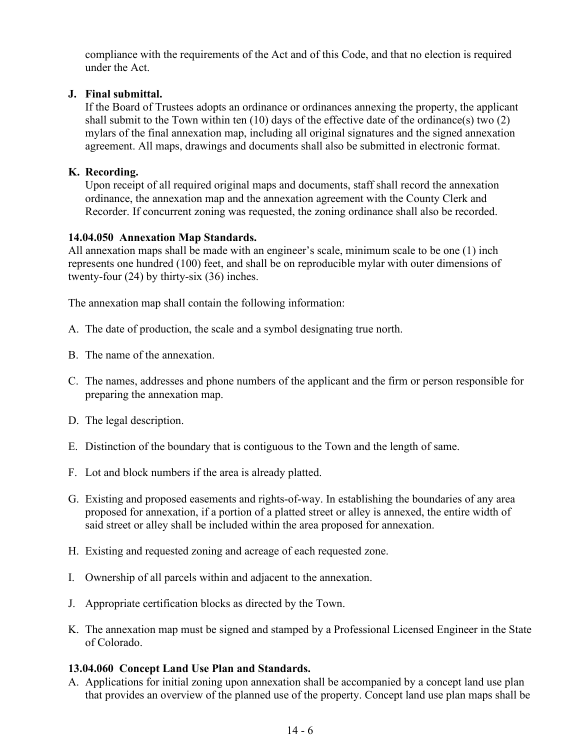compliance with the requirements of the Act and of this Code, and that no election is required under the Act.

**J. Final submittal.**

If the Board of Trustees adopts an ordinance or ordinances annexing the property, the applicant shall submit to the Town within ten (10) days of the effective date of the ordinance(s) two (2) mylars of the final annexation map, including all original signatures and the signed annexation agreement. All maps, drawings and documents shall also be submitted in electronic format.

**K. Recording.**

Upon receipt of all required original maps and documents, staff shall record the annexation ordinance, the annexation map and the annexation agreement with the County Clerk and Recorder. If concurrent zoning was requested, the zoning ordinance shall also be recorded.

**14.04.050 Annexation Map Standards.**

All annexation maps shall be made with an engineer's scale, minimum scale to be one (1) inch represents one hundred (100) feet, and shall be on reproducible mylar with outer dimensions of twenty-four (24) by thirty-six (36) inches.

The annexation map shall contain the following information:

A. The date of production, the scale and a symbol designating true north.

B. The name of the annexation.

C. The names, addresses and phone numbers of the applicant and the firm or person responsible for preparing the annexation map.

D. The legal description.

E. Distinction of the boundary that is contiguous to the Town and the length of same.

F. Lot and block numbers if the area is already platted.

G. Existing and proposed easements and rights-of-way. In establishing the boundaries of any area proposed for annexation, if a portion of a platted street or alley is annexed, the entire width of said street or alley shall be included within the area proposed for annexation.

H. Existing and requested zoning and acreage of each requested zone.

I. Ownership of all parcels within and adjacent to the annexation.

J. Appropriate certification blocks as directed by the Town.

K. The annexation map must be signed and stamped by a Professional Licensed Engineer in the State of Colorado.

**13.04.060 Concept Land Use Plan and Standards.**

A. Applications for initial zoning upon annexation shall be accompanied by a concept land use plan that provides an overview of the planned use of the property. Concept land use plan maps shall be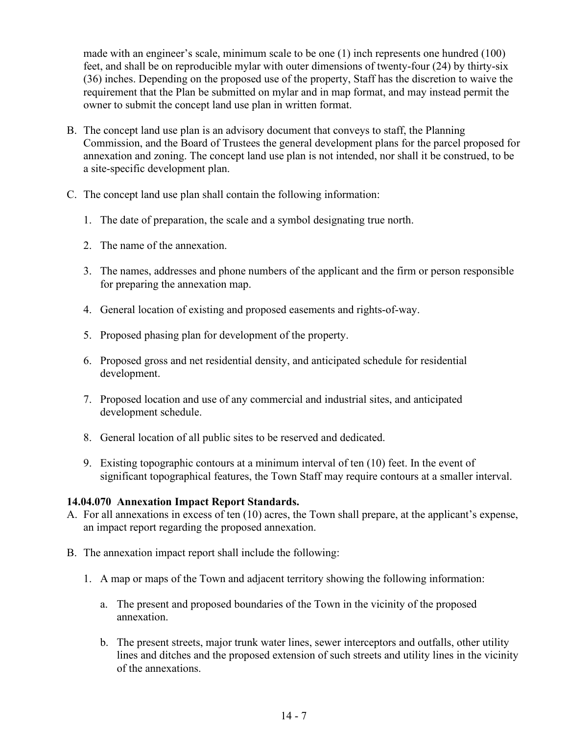made with an engineer's scale, minimum scale to be one (1) inch represents one hundred (100) feet, and shall be on reproducible mylar with outer dimensions of twenty-four (24) by thirty-six (36) inches. Depending on the proposed use of the property, Staff has the discretion to waive the requirement that the Plan be submitted on mylar and in map format, and may instead permit the owner to submit the concept land use plan in written format.

B. The concept land use plan is an advisory document that conveys to staff, the Planning Commission, and the Board of Trustees the general development plans for the parcel proposed for annexation and zoning. The concept land use plan is not intended, nor shall it be construed, to be a site-specific development plan.

C. The concept land use plan shall contain the following information:

   1. The date of preparation, the scale and a symbol designating true north.

   2. The name of the annexation.

   3. The names, addresses and phone numbers of the applicant and the firm or person responsible for preparing the annexation map.

   4. General location of existing and proposed easements and rights-of-way.

   5. Proposed phasing plan for development of the property.

   6. Proposed gross and net residential density, and anticipated schedule for residential development.

   7. Proposed location and use of any commercial and industrial sites, and anticipated development schedule.

   8. General location of all public sites to be reserved and dedicated.

   9. Existing topographic contours at a minimum interval of ten (10) feet. In the event of significant topographical features, the Town Staff may require contours at a smaller interval.

**14.04.070 Annexation Impact Report Standards.**

A. For all annexations in excess of ten (10) acres, the Town shall prepare, at the applicant's expense, an impact report regarding the proposed annexation.

B. The annexation impact report shall include the following:

   1. A map or maps of the Town and adjacent territory showing the following information:

      a. The present and proposed boundaries of the Town in the vicinity of the proposed annexation.

      b. The present streets, major trunk water lines, sewer interceptors and outfalls, other utility lines and ditches and the proposed extension of such streets and utility lines in the vicinity of the annexations.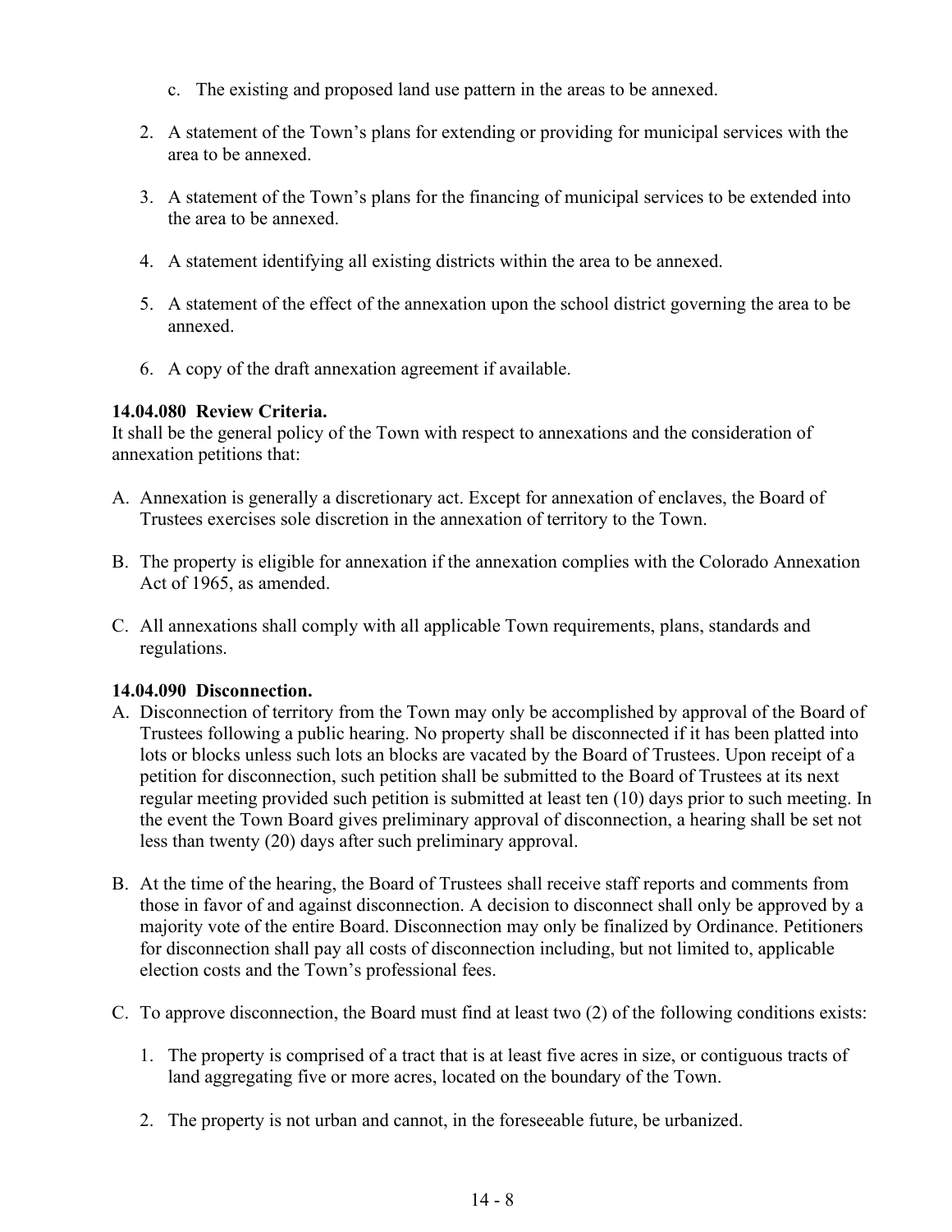c. The existing and proposed land use pattern in the areas to be annexed.

2. A statement of the Town's plans for extending or providing for municipal services with the area to be annexed.

3. A statement of the Town's plans for the financing of municipal services to be extended into the area to be annexed.

4. A statement identifying all existing districts within the area to be annexed.

5. A statement of the effect of the annexation upon the school district governing the area to be annexed.

6. A copy of the draft annexation agreement if available.

**14.04.080 Review Criteria.**
It shall be the general policy of the Town with respect to annexations and the consideration of annexation petitions that:

A. Annexation is generally a discretionary act. Except for annexation of enclaves, the Board of Trustees exercises sole discretion in the annexation of territory to the Town.

B. The property is eligible for annexation if the annexation complies with the Colorado Annexation Act of 1965, as amended.

C. All annexations shall comply with all applicable Town requirements, plans, standards and regulations.

**14.04.090 Disconnection.**

A. Disconnection of territory from the Town may only be accomplished by approval of the Board of Trustees following a public hearing. No property shall be disconnected if it has been platted into lots or blocks unless such lots an blocks are vacated by the Board of Trustees. Upon receipt of a petition for disconnection, such petition shall be submitted to the Board of Trustees at its next regular meeting provided such petition is submitted at least ten (10) days prior to such meeting. In the event the Town Board gives preliminary approval of disconnection, a hearing shall be set not less than twenty (20) days after such preliminary approval.

B. At the time of the hearing, the Board of Trustees shall receive staff reports and comments from those in favor of and against disconnection. A decision to disconnect shall only be approved by a majority vote of the entire Board. Disconnection may only be finalized by Ordinance. Petitioners for disconnection shall pay all costs of disconnection including, but not limited to, applicable election costs and the Town's professional fees.

C. To approve disconnection, the Board must find at least two (2) of the following conditions exists:

1. The property is comprised of a tract that is at least five acres in size, or contiguous tracts of land aggregating five or more acres, located on the boundary of the Town.

2. The property is not urban and cannot, in the foreseeable future, be urbanized.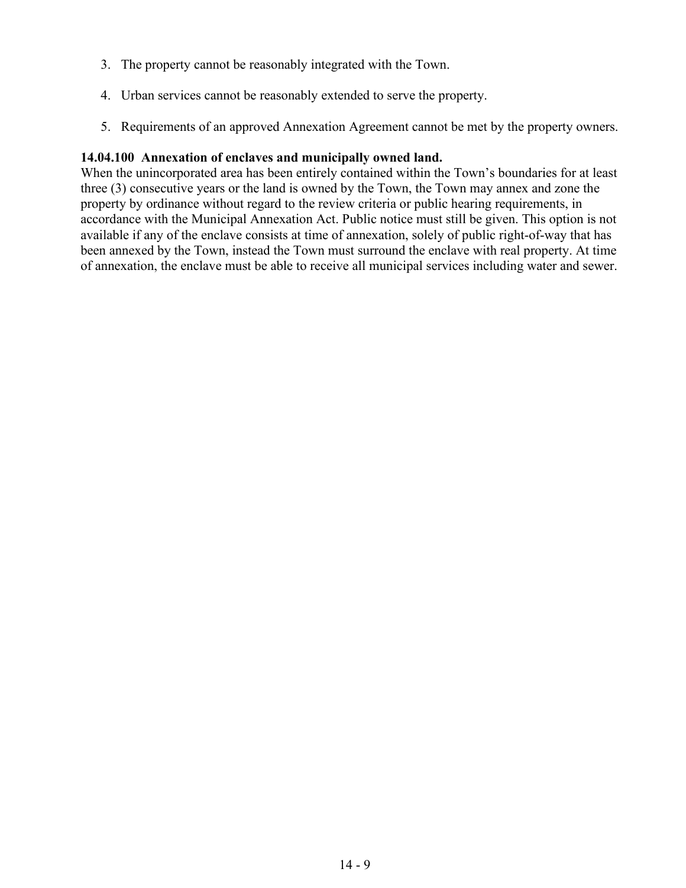3. The property cannot be reasonably integrated with the Town.

4. Urban services cannot be reasonably extended to serve the property.

5. Requirements of an approved Annexation Agreement cannot be met by the property owners.

**14.04.100 Annexation of enclaves and municipally owned land.**

When the unincorporated area has been entirely contained within the Town's boundaries for at least three (3) consecutive years or the land is owned by the Town, the Town may annex and zone the property by ordinance without regard to the review criteria or public hearing requirements, in accordance with the Municipal Annexation Act. Public notice must still be given. This option is not available if any of the enclave consists at time of annexation, solely of public right-of-way that has been annexed by the Town, instead the Town must surround the enclave with real property. At time of annexation, the enclave must be able to receive all municipal services including water and sewer.